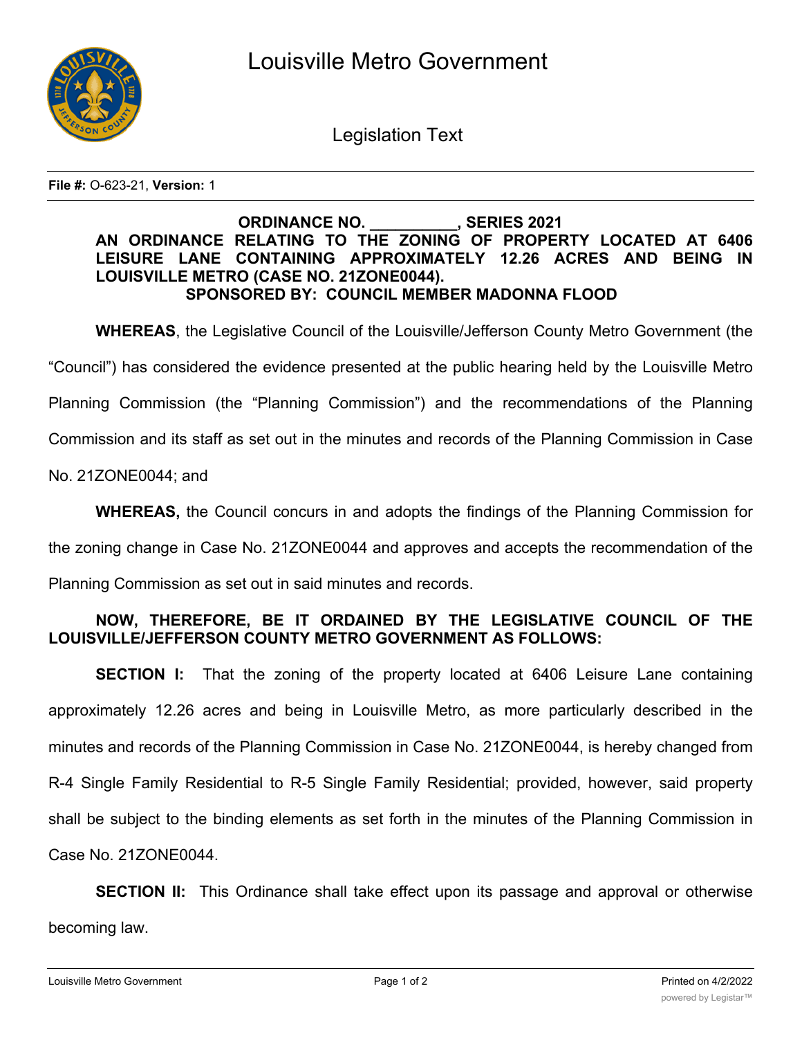# Louisville Metro Government

## Legislation Text

**File #:** O-623-21, **Version:** 1

**ORDINANCE NO. __________, SERIES 2021**

**AN ORDINANCE RELATING TO THE ZONING OF PROPERTY LOCATED AT 6406 LEISURE LANE CONTAINING APPROXIMATELY 12.26 ACRES AND BEING IN LOUISVILLE METRO (CASE NO. 21ZONE0044).**

**SPONSORED BY: COUNCIL MEMBER MADONNA FLOOD**

**WHEREAS**, the Legislative Council of the Louisville/Jefferson County Metro Government (the "Council") has considered the evidence presented at the public hearing held by the Louisville Metro Planning Commission (the "Planning Commission") and the recommendations of the Planning Commission and its staff as set out in the minutes and records of the Planning Commission in Case No. 21ZONE0044; and

**WHEREAS,** the Council concurs in and adopts the findings of the Planning Commission for the zoning change in Case No. 21ZONE0044 and approves and accepts the recommendation of the Planning Commission as set out in said minutes and records.

**NOW, THEREFORE, BE IT ORDAINED BY THE LEGISLATIVE COUNCIL OF THE LOUISVILLE/JEFFERSON COUNTY METRO GOVERNMENT AS FOLLOWS:**

**SECTION I:** That the zoning of the property located at 6406 Leisure Lane containing approximately 12.26 acres and being in Louisville Metro, as more particularly described in the minutes and records of the Planning Commission in Case No. 21ZONE0044, is hereby changed from R-4 Single Family Residential to R-5 Single Family Residential; provided, however, said property shall be subject to the binding elements as set forth in the minutes of the Planning Commission in Case No. 21ZONE0044.

**SECTION II:** This Ordinance shall take effect upon its passage and approval or otherwise becoming law.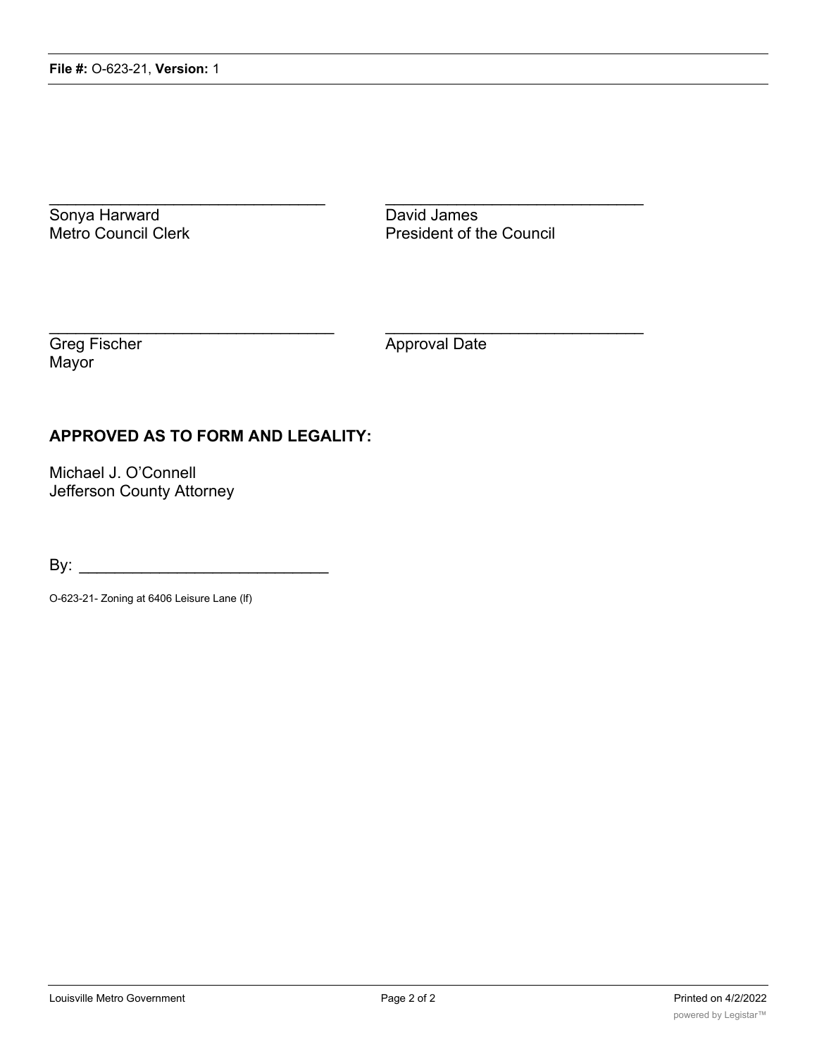_______________________________
Sonya Harward
Metro Council Clerk

_______________________________
David James
President of the Council

_______________________________
Greg Fischer
Mayor

_______________________________
Approval Date

**APPROVED AS TO FORM AND LEGALITY:**

Michael J. O'Connell
Jefferson County Attorney

By: ____________________________

O-623-21- Zoning at 6406 Leisure Lane (lf)